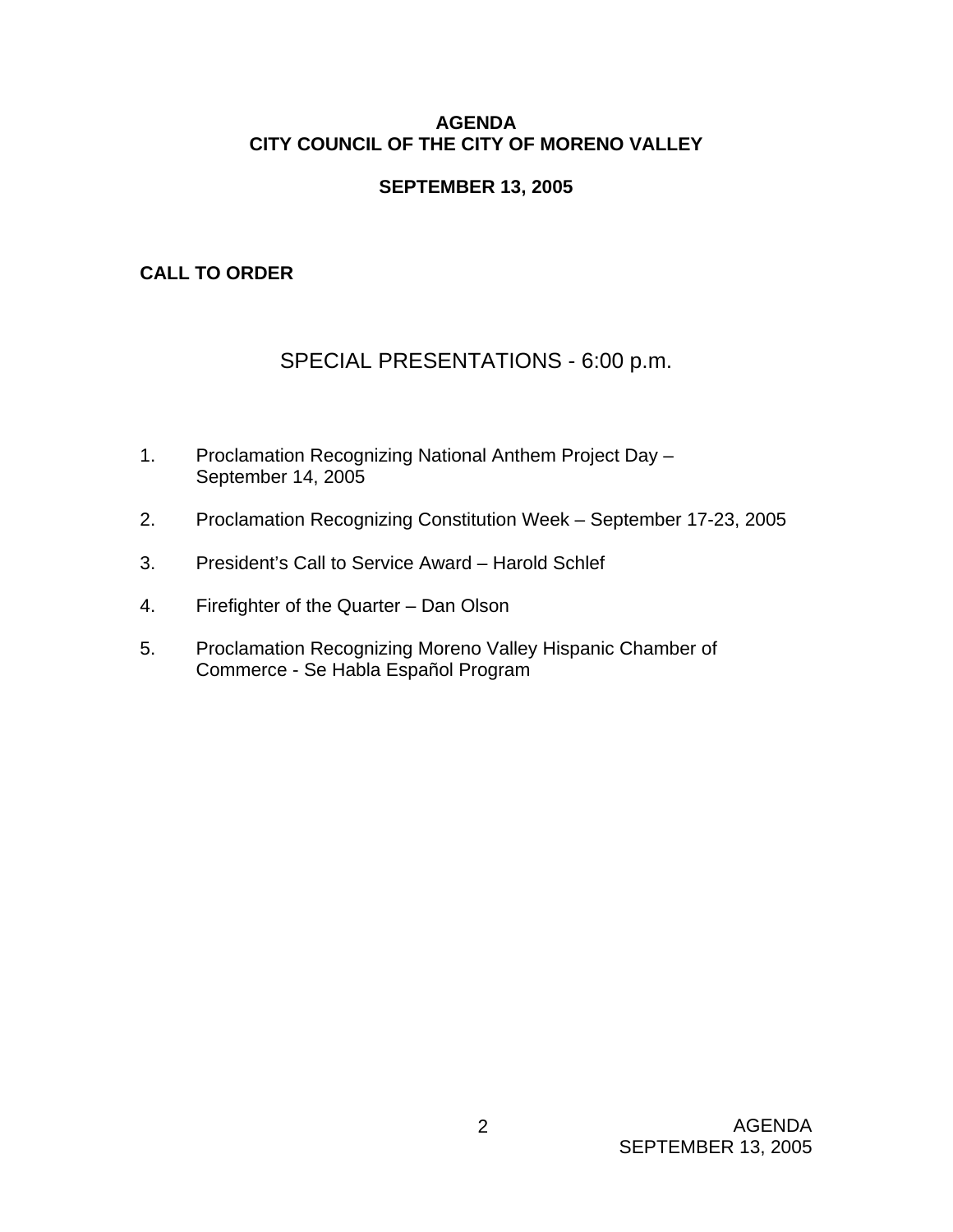# AGENDA
# CITY COUNCIL OF THE CITY OF MORENO VALLEY

## SEPTEMBER 13, 2005

**CALL TO ORDER**

## SPECIAL PRESENTATIONS - 6:00 p.m.

1. Proclamation Recognizing National Anthem Project Day – September 14, 2005

2. Proclamation Recognizing Constitution Week – September 17-23, 2005

3. President's Call to Service Award – Harold Schlef

4. Firefighter of the Quarter – Dan Olson

5. Proclamation Recognizing Moreno Valley Hispanic Chamber of Commerce - Se Habla Español Program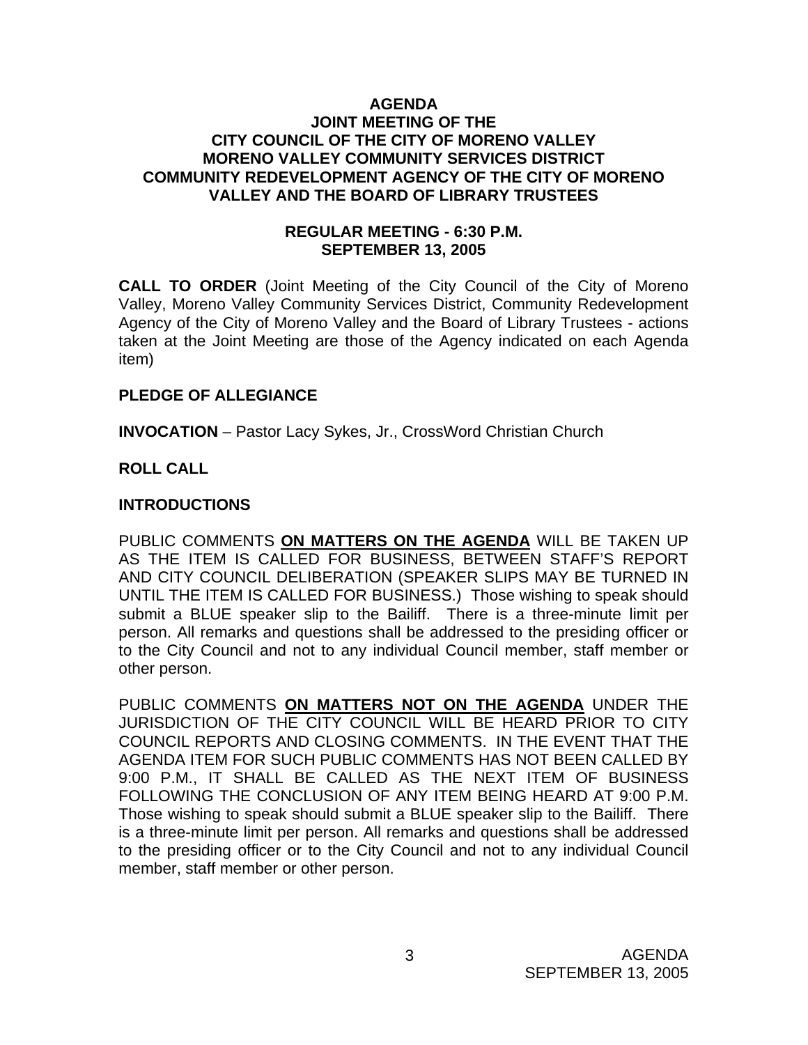# AGENDA
## JOINT MEETING OF THE CITY COUNCIL OF THE CITY OF MORENO VALLEY MORENO VALLEY COMMUNITY SERVICES DISTRICT COMMUNITY REDEVELOPMENT AGENCY OF THE CITY OF MORENO VALLEY AND THE BOARD OF LIBRARY TRUSTEES

### REGULAR MEETING - 6:30 P.M.
### SEPTEMBER 13, 2005

**CALL TO ORDER** (Joint Meeting of the City Council of the City of Moreno Valley, Moreno Valley Community Services District, Community Redevelopment Agency of the City of Moreno Valley and the Board of Library Trustees - actions taken at the Joint Meeting are those of the Agency indicated on each Agenda item)

**PLEDGE OF ALLEGIANCE**

**INVOCATION** – Pastor Lacy Sykes, Jr., CrossWord Christian Church

**ROLL CALL**

**INTRODUCTIONS**

PUBLIC COMMENTS **ON MATTERS ON THE AGENDA** WILL BE TAKEN UP AS THE ITEM IS CALLED FOR BUSINESS, BETWEEN STAFF'S REPORT AND CITY COUNCIL DELIBERATION (SPEAKER SLIPS MAY BE TURNED IN UNTIL THE ITEM IS CALLED FOR BUSINESS.) Those wishing to speak should submit a BLUE speaker slip to the Bailiff. There is a three-minute limit per person. All remarks and questions shall be addressed to the presiding officer or to the City Council and not to any individual Council member, staff member or other person.

PUBLIC COMMENTS **ON MATTERS NOT ON THE AGENDA** UNDER THE JURISDICTION OF THE CITY COUNCIL WILL BE HEARD PRIOR TO CITY COUNCIL REPORTS AND CLOSING COMMENTS. IN THE EVENT THAT THE AGENDA ITEM FOR SUCH PUBLIC COMMENTS HAS NOT BEEN CALLED BY 9:00 P.M., IT SHALL BE CALLED AS THE NEXT ITEM OF BUSINESS FOLLOWING THE CONCLUSION OF ANY ITEM BEING HEARD AT 9:00 P.M. Those wishing to speak should submit a BLUE speaker slip to the Bailiff. There is a three-minute limit per person. All remarks and questions shall be addressed to the presiding officer or to the City Council and not to any individual Council member, staff member or other person.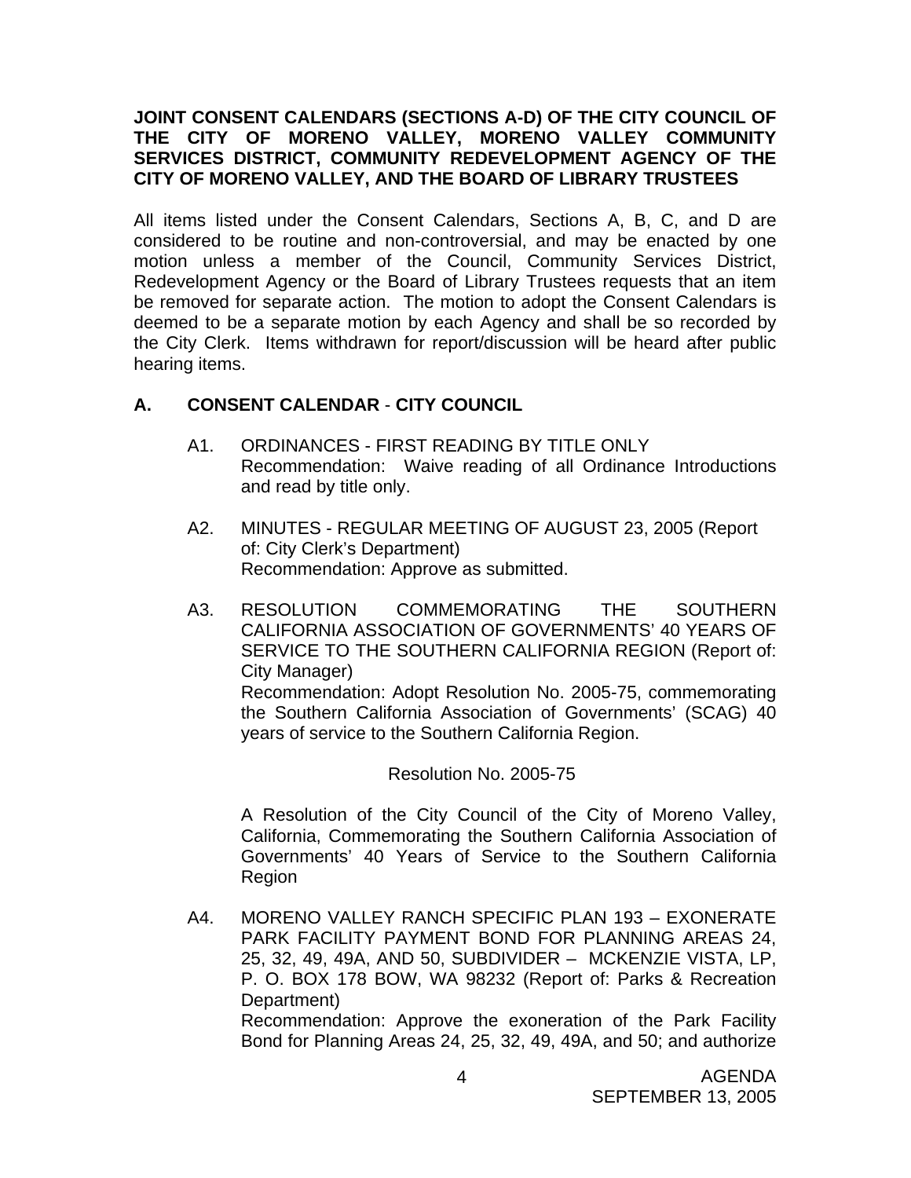**JOINT CONSENT CALENDARS (SECTIONS A-D) OF THE CITY COUNCIL OF THE CITY OF MORENO VALLEY, MORENO VALLEY COMMUNITY SERVICES DISTRICT, COMMUNITY REDEVELOPMENT AGENCY OF THE CITY OF MORENO VALLEY, AND THE BOARD OF LIBRARY TRUSTEES**

All items listed under the Consent Calendars, Sections A, B, C, and D are considered to be routine and non-controversial, and may be enacted by one motion unless a member of the Council, Community Services District, Redevelopment Agency or the Board of Library Trustees requests that an item be removed for separate action. The motion to adopt the Consent Calendars is deemed to be a separate motion by each Agency and shall be so recorded by the City Clerk. Items withdrawn for report/discussion will be heard after public hearing items.

## A. CONSENT CALENDAR - CITY COUNCIL

A1. ORDINANCES - FIRST READING BY TITLE ONLY
Recommendation: Waive reading of all Ordinance Introductions and read by title only.

A2. MINUTES - REGULAR MEETING OF AUGUST 23, 2005 (Report of: City Clerk's Department)
Recommendation: Approve as submitted.

A3. RESOLUTION COMMEMORATING THE SOUTHERN CALIFORNIA ASSOCIATION OF GOVERNMENTS' 40 YEARS OF SERVICE TO THE SOUTHERN CALIFORNIA REGION (Report of: City Manager)
Recommendation: Adopt Resolution No. 2005-75, commemorating the Southern California Association of Governments' (SCAG) 40 years of service to the Southern California Region.

Resolution No. 2005-75

A Resolution of the City Council of the City of Moreno Valley, California, Commemorating the Southern California Association of Governments' 40 Years of Service to the Southern California Region

A4. MORENO VALLEY RANCH SPECIFIC PLAN 193 – EXONERATE PARK FACILITY PAYMENT BOND FOR PLANNING AREAS 24, 25, 32, 49, 49A, AND 50, SUBDIVIDER – MCKENZIE VISTA, LP, P. O. BOX 178 BOW, WA 98232 (Report of: Parks & Recreation Department)
Recommendation: Approve the exoneration of the Park Facility Bond for Planning Areas 24, 25, 32, 49, 49A, and 50; and authorize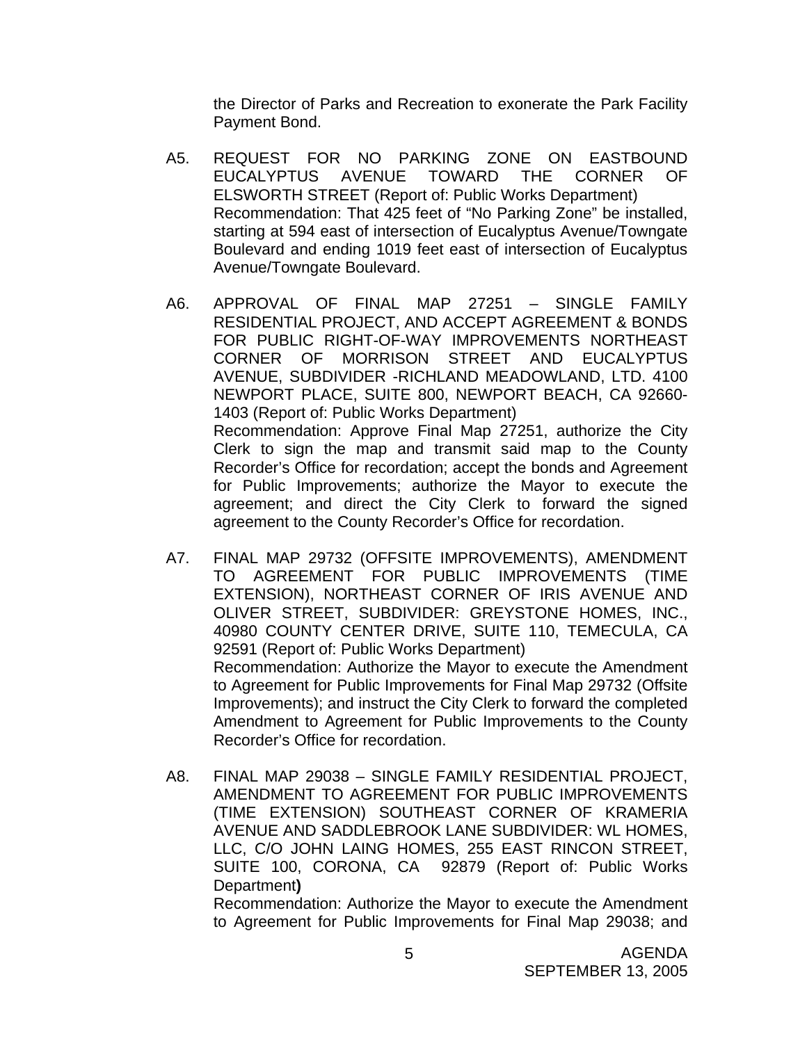the Director of Parks and Recreation to exonerate the Park Facility Payment Bond.

A5. REQUEST FOR NO PARKING ZONE ON EASTBOUND EUCALYPTUS AVENUE TOWARD THE CORNER OF ELSWORTH STREET (Report of: Public Works Department)
Recommendation: That 425 feet of "No Parking Zone" be installed, starting at 594 east of intersection of Eucalyptus Avenue/Towngate Boulevard and ending 1019 feet east of intersection of Eucalyptus Avenue/Towngate Boulevard.

A6. APPROVAL OF FINAL MAP 27251 – SINGLE FAMILY RESIDENTIAL PROJECT, AND ACCEPT AGREEMENT & BONDS FOR PUBLIC RIGHT-OF-WAY IMPROVEMENTS NORTHEAST CORNER OF MORRISON STREET AND EUCALYPTUS AVENUE, SUBDIVIDER -RICHLAND MEADOWLAND, LTD. 4100 NEWPORT PLACE, SUITE 800, NEWPORT BEACH, CA 92660-1403 (Report of: Public Works Department)
Recommendation: Approve Final Map 27251, authorize the City Clerk to sign the map and transmit said map to the County Recorder's Office for recordation; accept the bonds and Agreement for Public Improvements; authorize the Mayor to execute the agreement; and direct the City Clerk to forward the signed agreement to the County Recorder's Office for recordation.

A7. FINAL MAP 29732 (OFFSITE IMPROVEMENTS), AMENDMENT TO AGREEMENT FOR PUBLIC IMPROVEMENTS (TIME EXTENSION), NORTHEAST CORNER OF IRIS AVENUE AND OLIVER STREET, SUBDIVIDER: GREYSTONE HOMES, INC., 40980 COUNTY CENTER DRIVE, SUITE 110, TEMECULA, CA 92591 (Report of: Public Works Department)
Recommendation: Authorize the Mayor to execute the Amendment to Agreement for Public Improvements for Final Map 29732 (Offsite Improvements); and instruct the City Clerk to forward the completed Amendment to Agreement for Public Improvements to the County Recorder's Office for recordation.

A8. FINAL MAP 29038 – SINGLE FAMILY RESIDENTIAL PROJECT, AMENDMENT TO AGREEMENT FOR PUBLIC IMPROVEMENTS (TIME EXTENSION) SOUTHEAST CORNER OF KRAMERIA AVENUE AND SADDLEBROOK LANE SUBDIVIDER: WL HOMES, LLC, C/O JOHN LAING HOMES, 255 EAST RINCON STREET, SUITE 100, CORONA, CA 92879 (Report of: Public Works Department**)**
Recommendation: Authorize the Mayor to execute the Amendment to Agreement for Public Improvements for Final Map 29038; and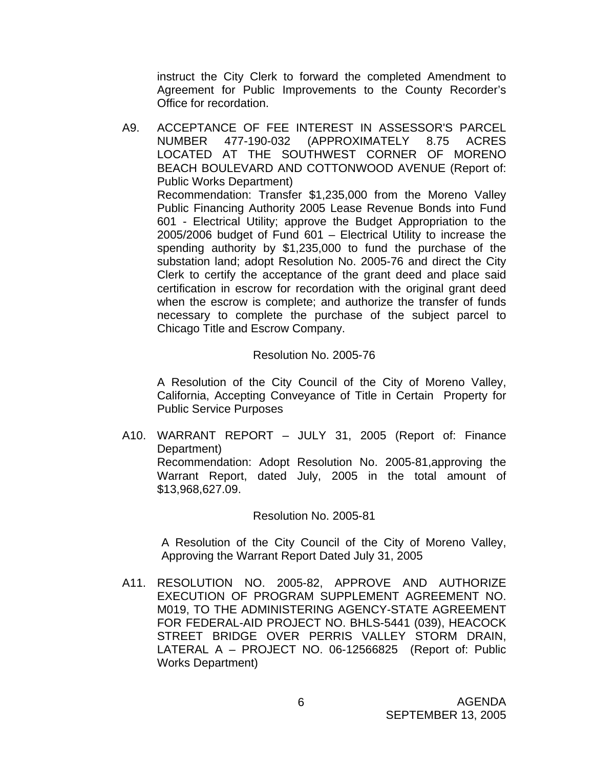instruct the City Clerk to forward the completed Amendment to Agreement for Public Improvements to the County Recorder's Office for recordation.

A9. ACCEPTANCE OF FEE INTEREST IN ASSESSOR'S PARCEL NUMBER 477-190-032 (APPROXIMATELY 8.75 ACRES LOCATED AT THE SOUTHWEST CORNER OF MORENO BEACH BOULEVARD AND COTTONWOOD AVENUE (Report of: Public Works Department)
Recommendation: Transfer $1,235,000 from the Moreno Valley Public Financing Authority 2005 Lease Revenue Bonds into Fund 601 - Electrical Utility; approve the Budget Appropriation to the 2005/2006 budget of Fund 601 – Electrical Utility to increase the spending authority by $1,235,000 to fund the purchase of the substation land; adopt Resolution No. 2005-76 and direct the City Clerk to certify the acceptance of the grant deed and place said certification in escrow for recordation with the original grant deed when the escrow is complete; and authorize the transfer of funds necessary to complete the purchase of the subject parcel to Chicago Title and Escrow Company.

Resolution No. 2005-76

A Resolution of the City Council of the City of Moreno Valley, California, Accepting Conveyance of Title in Certain Property for Public Service Purposes

A10. WARRANT REPORT – JULY 31, 2005 (Report of: Finance Department)
Recommendation: Adopt Resolution No. 2005-81,approving the Warrant Report, dated July, 2005 in the total amount of $13,968,627.09.

Resolution No. 2005-81

A Resolution of the City Council of the City of Moreno Valley, Approving the Warrant Report Dated July 31, 2005

A11. RESOLUTION NO. 2005-82, APPROVE AND AUTHORIZE EXECUTION OF PROGRAM SUPPLEMENT AGREEMENT NO. M019, TO THE ADMINISTERING AGENCY-STATE AGREEMENT FOR FEDERAL-AID PROJECT NO. BHLS-5441 (039), HEACOCK STREET BRIDGE OVER PERRIS VALLEY STORM DRAIN, LATERAL A – PROJECT NO. 06-12566825 (Report of: Public Works Department)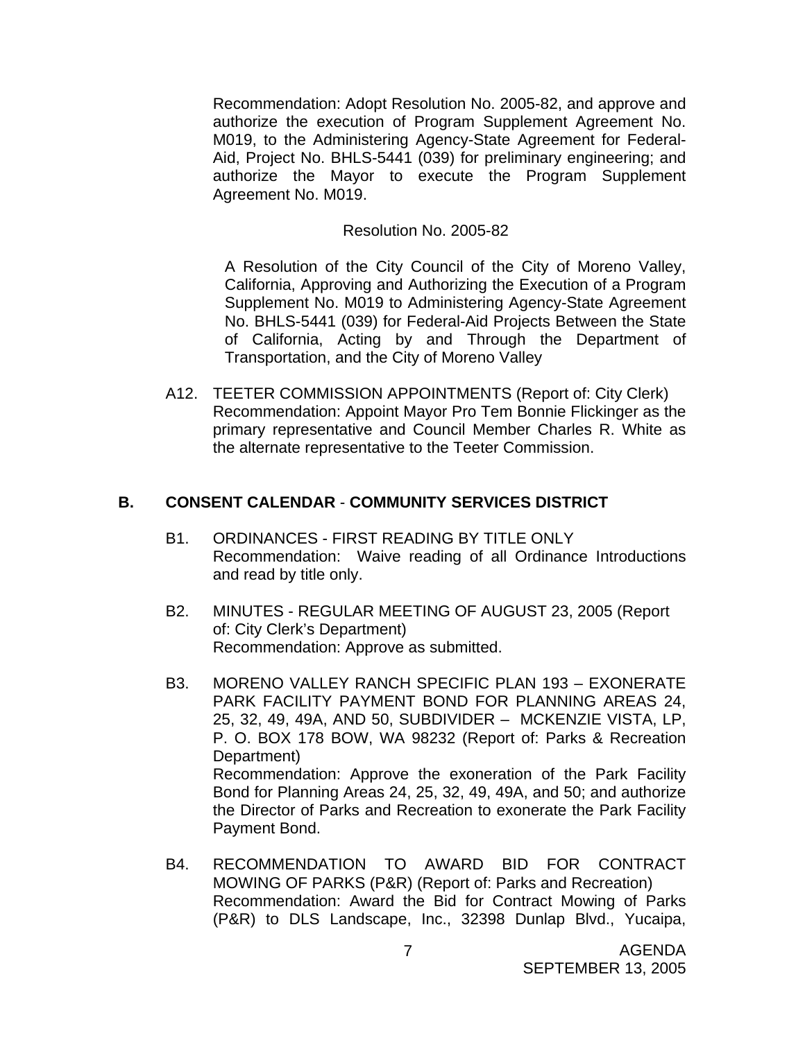Recommendation: Adopt Resolution No. 2005-82, and approve and authorize the execution of Program Supplement Agreement No. M019, to the Administering Agency-State Agreement for Federal-Aid, Project No. BHLS-5441 (039) for preliminary engineering; and authorize the Mayor to execute the Program Supplement Agreement No. M019.

Resolution No. 2005-82

A Resolution of the City Council of the City of Moreno Valley, California, Approving and Authorizing the Execution of a Program Supplement No. M019 to Administering Agency-State Agreement No. BHLS-5441 (039) for Federal-Aid Projects Between the State of California, Acting by and Through the Department of Transportation, and the City of Moreno Valley

A12. TEETER COMMISSION APPOINTMENTS (Report of: City Clerk)
Recommendation: Appoint Mayor Pro Tem Bonnie Flickinger as the primary representative and Council Member Charles R. White as the alternate representative to the Teeter Commission.

## B. CONSENT CALENDAR - COMMUNITY SERVICES DISTRICT

B1. ORDINANCES - FIRST READING BY TITLE ONLY
Recommendation: Waive reading of all Ordinance Introductions and read by title only.

B2. MINUTES - REGULAR MEETING OF AUGUST 23, 2005 (Report of: City Clerk's Department)
Recommendation: Approve as submitted.

B3. MORENO VALLEY RANCH SPECIFIC PLAN 193 – EXONERATE PARK FACILITY PAYMENT BOND FOR PLANNING AREAS 24, 25, 32, 49, 49A, AND 50, SUBDIVIDER – MCKENZIE VISTA, LP, P. O. BOX 178 BOW, WA 98232 (Report of: Parks & Recreation Department)
Recommendation: Approve the exoneration of the Park Facility Bond for Planning Areas 24, 25, 32, 49, 49A, and 50; and authorize the Director of Parks and Recreation to exonerate the Park Facility Payment Bond.

B4. RECOMMENDATION TO AWARD BID FOR CONTRACT MOWING OF PARKS (P&R) (Report of: Parks and Recreation)
Recommendation: Award the Bid for Contract Mowing of Parks (P&R) to DLS Landscape, Inc., 32398 Dunlap Blvd., Yucaipa,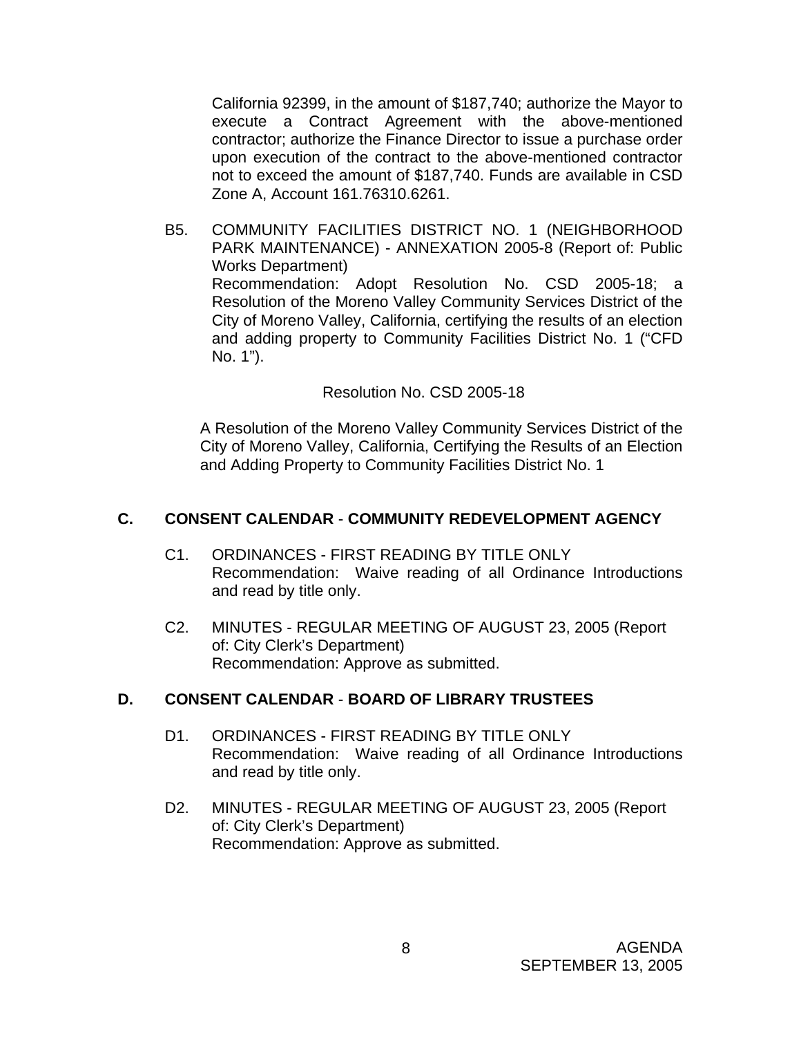California 92399, in the amount of $187,740; authorize the Mayor to execute a Contract Agreement with the above-mentioned contractor; authorize the Finance Director to issue a purchase order upon execution of the contract to the above-mentioned contractor not to exceed the amount of $187,740. Funds are available in CSD Zone A, Account 161.76310.6261.

B5. COMMUNITY FACILITIES DISTRICT NO. 1 (NEIGHBORHOOD PARK MAINTENANCE) - ANNEXATION 2005-8 (Report of: Public Works Department)
Recommendation: Adopt Resolution No. CSD 2005-18; a Resolution of the Moreno Valley Community Services District of the City of Moreno Valley, California, certifying the results of an election and adding property to Community Facilities District No. 1 ("CFD No. 1").

Resolution No. CSD 2005-18

A Resolution of the Moreno Valley Community Services District of the City of Moreno Valley, California, Certifying the Results of an Election and Adding Property to Community Facilities District No. 1

## C. CONSENT CALENDAR - COMMUNITY REDEVELOPMENT AGENCY

C1. ORDINANCES - FIRST READING BY TITLE ONLY
Recommendation: Waive reading of all Ordinance Introductions and read by title only.

C2. MINUTES - REGULAR MEETING OF AUGUST 23, 2005 (Report of: City Clerk's Department)
Recommendation: Approve as submitted.

## D. CONSENT CALENDAR - BOARD OF LIBRARY TRUSTEES

D1. ORDINANCES - FIRST READING BY TITLE ONLY
Recommendation: Waive reading of all Ordinance Introductions and read by title only.

D2. MINUTES - REGULAR MEETING OF AUGUST 23, 2005 (Report of: City Clerk's Department)
Recommendation: Approve as submitted.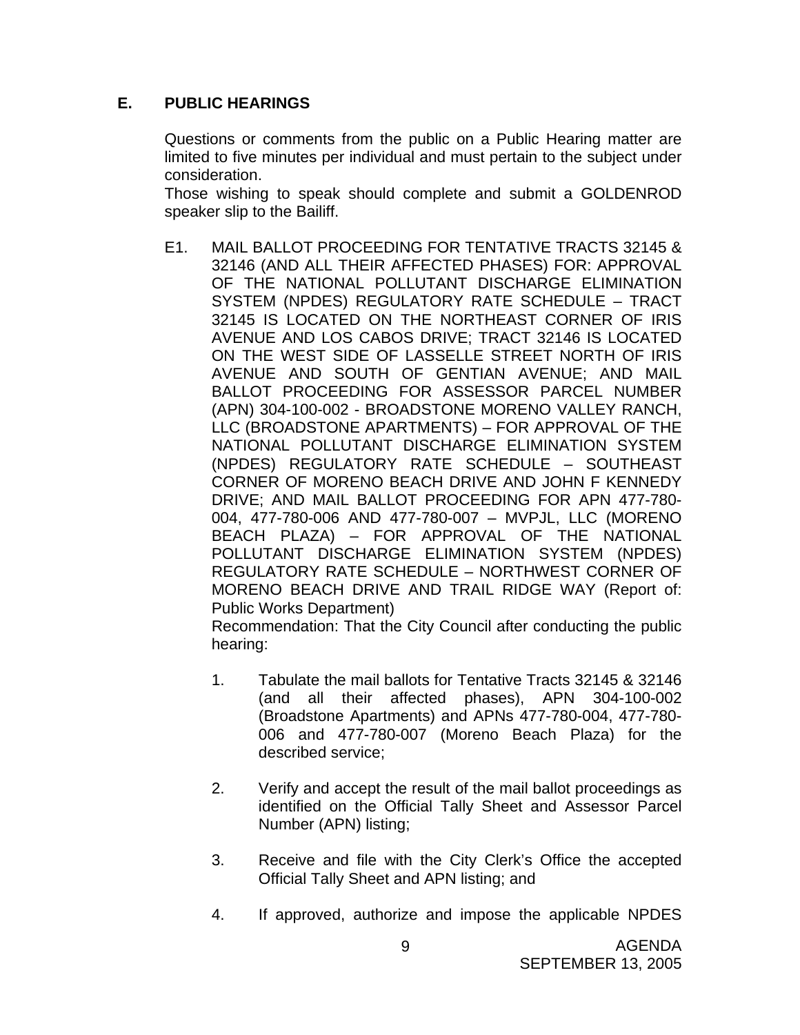## E. PUBLIC HEARINGS

Questions or comments from the public on a Public Hearing matter are limited to five minutes per individual and must pertain to the subject under consideration.

Those wishing to speak should complete and submit a GOLDENROD speaker slip to the Bailiff.

E1. MAIL BALLOT PROCEEDING FOR TENTATIVE TRACTS 32145 & 32146 (AND ALL THEIR AFFECTED PHASES) FOR: APPROVAL OF THE NATIONAL POLLUTANT DISCHARGE ELIMINATION SYSTEM (NPDES) REGULATORY RATE SCHEDULE – TRACT 32145 IS LOCATED ON THE NORTHEAST CORNER OF IRIS AVENUE AND LOS CABOS DRIVE; TRACT 32146 IS LOCATED ON THE WEST SIDE OF LASSELLE STREET NORTH OF IRIS AVENUE AND SOUTH OF GENTIAN AVENUE; AND MAIL BALLOT PROCEEDING FOR ASSESSOR PARCEL NUMBER (APN) 304-100-002 - BROADSTONE MORENO VALLEY RANCH, LLC (BROADSTONE APARTMENTS) – FOR APPROVAL OF THE NATIONAL POLLUTANT DISCHARGE ELIMINATION SYSTEM (NPDES) REGULATORY RATE SCHEDULE – SOUTHEAST CORNER OF MORENO BEACH DRIVE AND JOHN F KENNEDY DRIVE; AND MAIL BALLOT PROCEEDING FOR APN 477-780-004, 477-780-006 AND 477-780-007 – MVPJL, LLC (MORENO BEACH PLAZA) – FOR APPROVAL OF THE NATIONAL POLLUTANT DISCHARGE ELIMINATION SYSTEM (NPDES) REGULATORY RATE SCHEDULE – NORTHWEST CORNER OF MORENO BEACH DRIVE AND TRAIL RIDGE WAY (Report of: Public Works Department)

Recommendation: That the City Council after conducting the public hearing:

1. Tabulate the mail ballots for Tentative Tracts 32145 & 32146 (and all their affected phases), APN 304-100-002 (Broadstone Apartments) and APNs 477-780-004, 477-780-006 and 477-780-007 (Moreno Beach Plaza) for the described service;

2. Verify and accept the result of the mail ballot proceedings as identified on the Official Tally Sheet and Assessor Parcel Number (APN) listing;

3. Receive and file with the City Clerk's Office the accepted Official Tally Sheet and APN listing; and

4. If approved, authorize and impose the applicable NPDES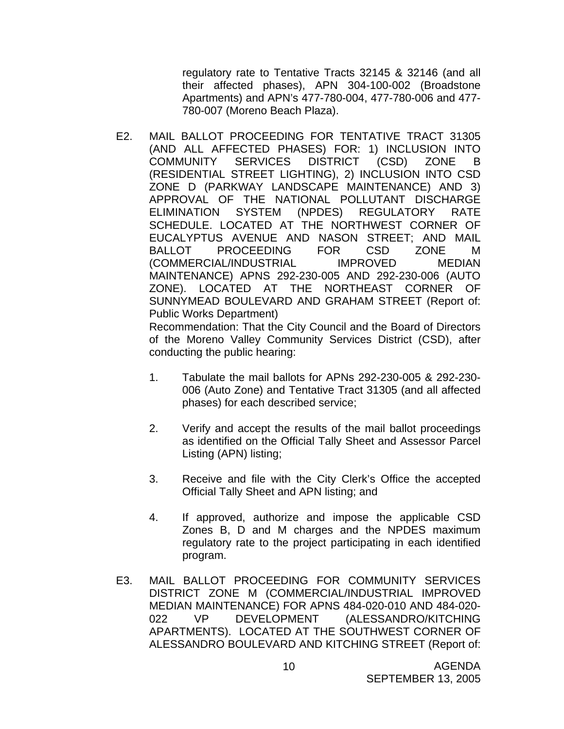regulatory rate to Tentative Tracts 32145 & 32146 (and all their affected phases), APN 304-100-002 (Broadstone Apartments) and APN's 477-780-004, 477-780-006 and 477-780-007 (Moreno Beach Plaza).

E2. MAIL BALLOT PROCEEDING FOR TENTATIVE TRACT 31305 (AND ALL AFFECTED PHASES) FOR: 1) INCLUSION INTO COMMUNITY SERVICES DISTRICT (CSD) ZONE B (RESIDENTIAL STREET LIGHTING), 2) INCLUSION INTO CSD ZONE D (PARKWAY LANDSCAPE MAINTENANCE) AND 3) APPROVAL OF THE NATIONAL POLLUTANT DISCHARGE ELIMINATION SYSTEM (NPDES) REGULATORY RATE SCHEDULE. LOCATED AT THE NORTHWEST CORNER OF EUCALYPTUS AVENUE AND NASON STREET; AND MAIL BALLOT PROCEEDING FOR CSD ZONE M (COMMERCIAL/INDUSTRIAL IMPROVED MEDIAN MAINTENANCE) APNS 292-230-005 AND 292-230-006 (AUTO ZONE). LOCATED AT THE NORTHEAST CORNER OF SUNNYMEAD BOULEVARD AND GRAHAM STREET (Report of: Public Works Department)

Recommendation: That the City Council and the Board of Directors of the Moreno Valley Community Services District (CSD), after conducting the public hearing:

1. Tabulate the mail ballots for APNs 292-230-005 & 292-230-006 (Auto Zone) and Tentative Tract 31305 (and all affected phases) for each described service;

2. Verify and accept the results of the mail ballot proceedings as identified on the Official Tally Sheet and Assessor Parcel Listing (APN) listing;

3. Receive and file with the City Clerk's Office the accepted Official Tally Sheet and APN listing; and

4. If approved, authorize and impose the applicable CSD Zones B, D and M charges and the NPDES maximum regulatory rate to the project participating in each identified program.

E3. MAIL BALLOT PROCEEDING FOR COMMUNITY SERVICES DISTRICT ZONE M (COMMERCIAL/INDUSTRIAL IMPROVED MEDIAN MAINTENANCE) FOR APNS 484-020-010 AND 484-020-022 VP DEVELOPMENT (ALESSANDRO/KITCHING APARTMENTS). LOCATED AT THE SOUTHWEST CORNER OF ALESSANDRO BOULEVARD AND KITCHING STREET (Report of: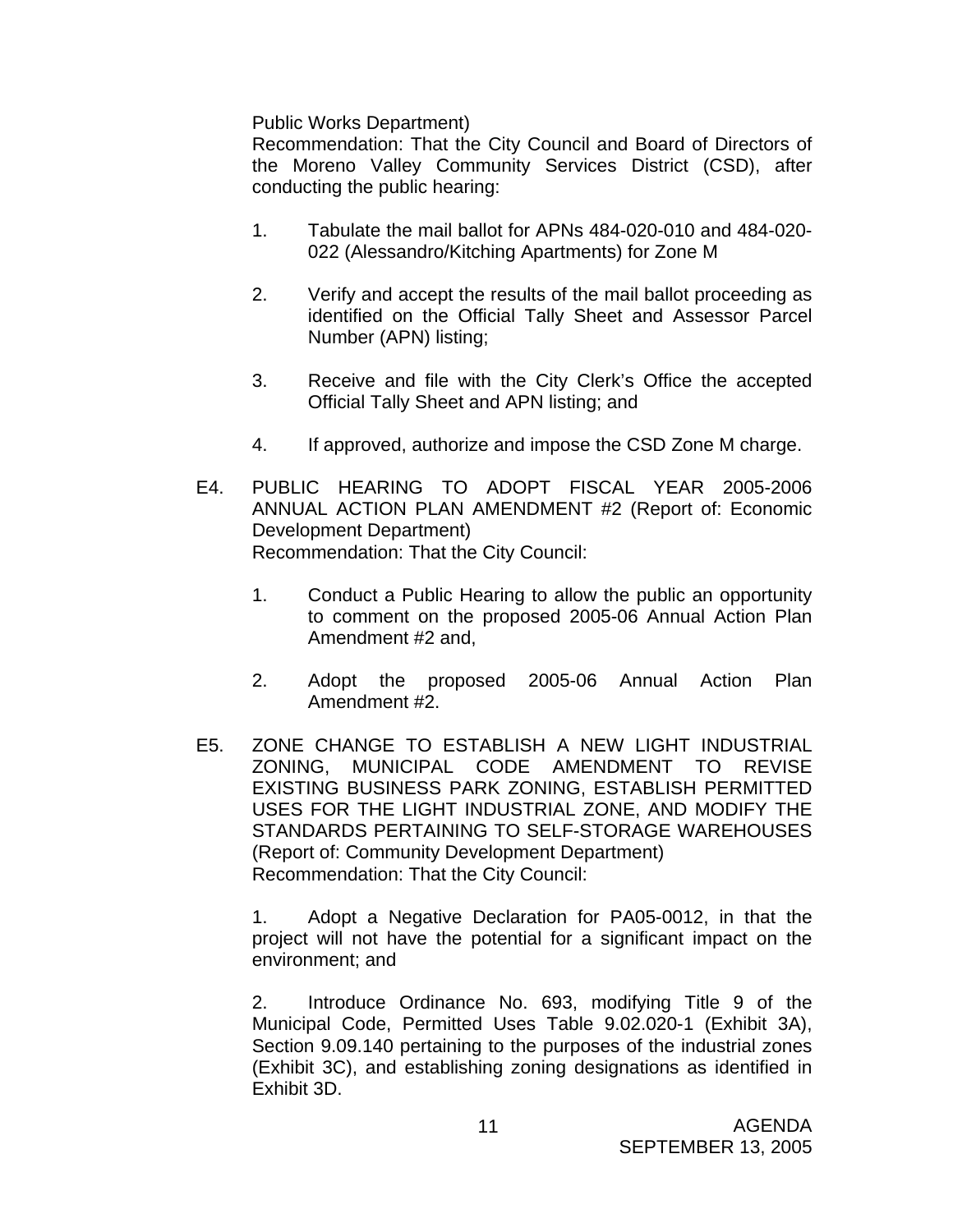Public Works Department)

Recommendation: That the City Council and Board of Directors of the Moreno Valley Community Services District (CSD), after conducting the public hearing:

1. Tabulate the mail ballot for APNs 484-020-010 and 484-020-022 (Alessandro/Kitching Apartments) for Zone M

2. Verify and accept the results of the mail ballot proceeding as identified on the Official Tally Sheet and Assessor Parcel Number (APN) listing;

3. Receive and file with the City Clerk's Office the accepted Official Tally Sheet and APN listing; and

4. If approved, authorize and impose the CSD Zone M charge.

E4. PUBLIC HEARING TO ADOPT FISCAL YEAR 2005-2006 ANNUAL ACTION PLAN AMENDMENT #2 (Report of: Economic Development Department)

Recommendation: That the City Council:

1. Conduct a Public Hearing to allow the public an opportunity to comment on the proposed 2005-06 Annual Action Plan Amendment #2 and,

2. Adopt the proposed 2005-06 Annual Action Plan Amendment #2.

E5. ZONE CHANGE TO ESTABLISH A NEW LIGHT INDUSTRIAL ZONING, MUNICIPAL CODE AMENDMENT TO REVISE EXISTING BUSINESS PARK ZONING, ESTABLISH PERMITTED USES FOR THE LIGHT INDUSTRIAL ZONE, AND MODIFY THE STANDARDS PERTAINING TO SELF-STORAGE WAREHOUSES (Report of: Community Development Department)

Recommendation: That the City Council:

1. Adopt a Negative Declaration for PA05-0012, in that the project will not have the potential for a significant impact on the environment; and

2. Introduce Ordinance No. 693, modifying Title 9 of the Municipal Code, Permitted Uses Table 9.02.020-1 (Exhibit 3A), Section 9.09.140 pertaining to the purposes of the industrial zones (Exhibit 3C), and establishing zoning designations as identified in Exhibit 3D.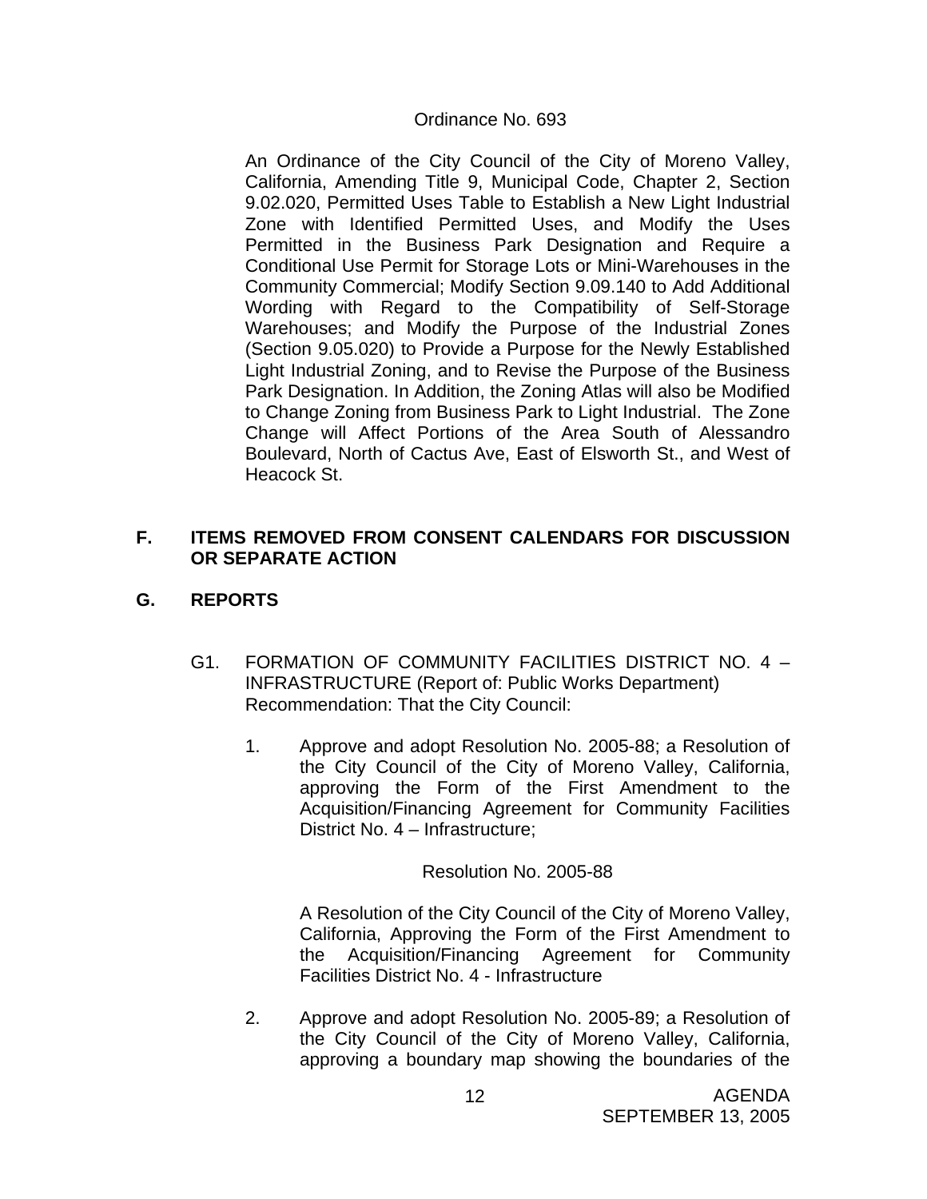Ordinance No. 693

An Ordinance of the City Council of the City of Moreno Valley, California, Amending Title 9, Municipal Code, Chapter 2, Section 9.02.020, Permitted Uses Table to Establish a New Light Industrial Zone with Identified Permitted Uses, and Modify the Uses Permitted in the Business Park Designation and Require a Conditional Use Permit for Storage Lots or Mini-Warehouses in the Community Commercial; Modify Section 9.09.140 to Add Additional Wording with Regard to the Compatibility of Self-Storage Warehouses; and Modify the Purpose of the Industrial Zones (Section 9.05.020) to Provide a Purpose for the Newly Established Light Industrial Zoning, and to Revise the Purpose of the Business Park Designation. In Addition, the Zoning Atlas will also be Modified to Change Zoning from Business Park to Light Industrial. The Zone Change will Affect Portions of the Area South of Alessandro Boulevard, North of Cactus Ave, East of Elsworth St., and West of Heacock St.

## F. ITEMS REMOVED FROM CONSENT CALENDARS FOR DISCUSSION OR SEPARATE ACTION

## G. REPORTS

G1. FORMATION OF COMMUNITY FACILITIES DISTRICT NO. 4 – INFRASTRUCTURE (Report of: Public Works Department)
Recommendation: That the City Council:

1. Approve and adopt Resolution No. 2005-88; a Resolution of the City Council of the City of Moreno Valley, California, approving the Form of the First Amendment to the Acquisition/Financing Agreement for Community Facilities District No. 4 – Infrastructure;

   Resolution No. 2005-88

   A Resolution of the City Council of the City of Moreno Valley, California, Approving the Form of the First Amendment to the Acquisition/Financing Agreement for Community Facilities District No. 4 - Infrastructure

2. Approve and adopt Resolution No. 2005-89; a Resolution of the City Council of the City of Moreno Valley, California, approving a boundary map showing the boundaries of the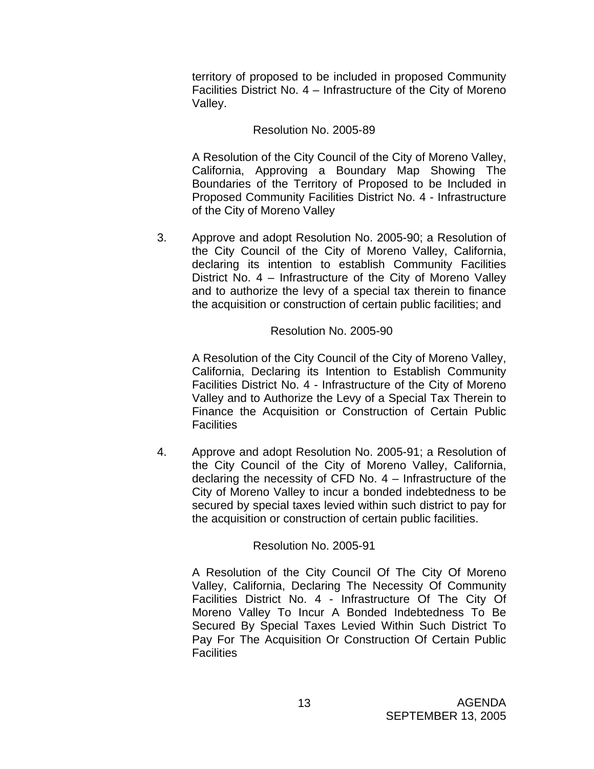territory of proposed to be included in proposed Community Facilities District No. 4 – Infrastructure of the City of Moreno Valley.

Resolution No. 2005-89

A Resolution of the City Council of the City of Moreno Valley, California, Approving a Boundary Map Showing The Boundaries of the Territory of Proposed to be Included in Proposed Community Facilities District No. 4 - Infrastructure of the City of Moreno Valley

3. Approve and adopt Resolution No. 2005-90; a Resolution of the City Council of the City of Moreno Valley, California, declaring its intention to establish Community Facilities District No. 4 – Infrastructure of the City of Moreno Valley and to authorize the levy of a special tax therein to finance the acquisition or construction of certain public facilities; and

Resolution No. 2005-90

A Resolution of the City Council of the City of Moreno Valley, California, Declaring its Intention to Establish Community Facilities District No. 4 - Infrastructure of the City of Moreno Valley and to Authorize the Levy of a Special Tax Therein to Finance the Acquisition or Construction of Certain Public Facilities

4. Approve and adopt Resolution No. 2005-91; a Resolution of the City Council of the City of Moreno Valley, California, declaring the necessity of CFD No. 4 – Infrastructure of the City of Moreno Valley to incur a bonded indebtedness to be secured by special taxes levied within such district to pay for the acquisition or construction of certain public facilities.

Resolution No. 2005-91

A Resolution of the City Council Of The City Of Moreno Valley, California, Declaring The Necessity Of Community Facilities District No. 4 - Infrastructure Of The City Of Moreno Valley To Incur A Bonded Indebtedness To Be Secured By Special Taxes Levied Within Such District To Pay For The Acquisition Or Construction Of Certain Public Facilities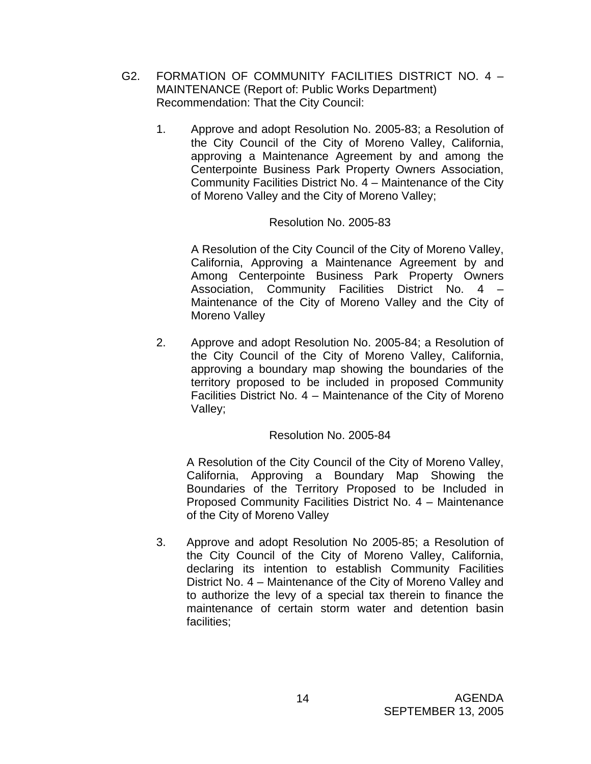G2. FORMATION OF COMMUNITY FACILITIES DISTRICT NO. 4 – MAINTENANCE (Report of: Public Works Department)
Recommendation: That the City Council:

1. Approve and adopt Resolution No. 2005-83; a Resolution of the City Council of the City of Moreno Valley, California, approving a Maintenance Agreement by and among the Centerpointe Business Park Property Owners Association, Community Facilities District No. 4 – Maintenance of the City of Moreno Valley and the City of Moreno Valley;

   Resolution No. 2005-83

   A Resolution of the City Council of the City of Moreno Valley, California, Approving a Maintenance Agreement by and Among Centerpointe Business Park Property Owners Association, Community Facilities District No. 4 – Maintenance of the City of Moreno Valley and the City of Moreno Valley

2. Approve and adopt Resolution No. 2005-84; a Resolution of the City Council of the City of Moreno Valley, California, approving a boundary map showing the boundaries of the territory proposed to be included in proposed Community Facilities District No. 4 – Maintenance of the City of Moreno Valley;

   Resolution No. 2005-84

   A Resolution of the City Council of the City of Moreno Valley, California, Approving a Boundary Map Showing the Boundaries of the Territory Proposed to be Included in Proposed Community Facilities District No. 4 – Maintenance of the City of Moreno Valley

3. Approve and adopt Resolution No 2005-85; a Resolution of the City Council of the City of Moreno Valley, California, declaring its intention to establish Community Facilities District No. 4 – Maintenance of the City of Moreno Valley and to authorize the levy of a special tax therein to finance the maintenance of certain storm water and detention basin facilities;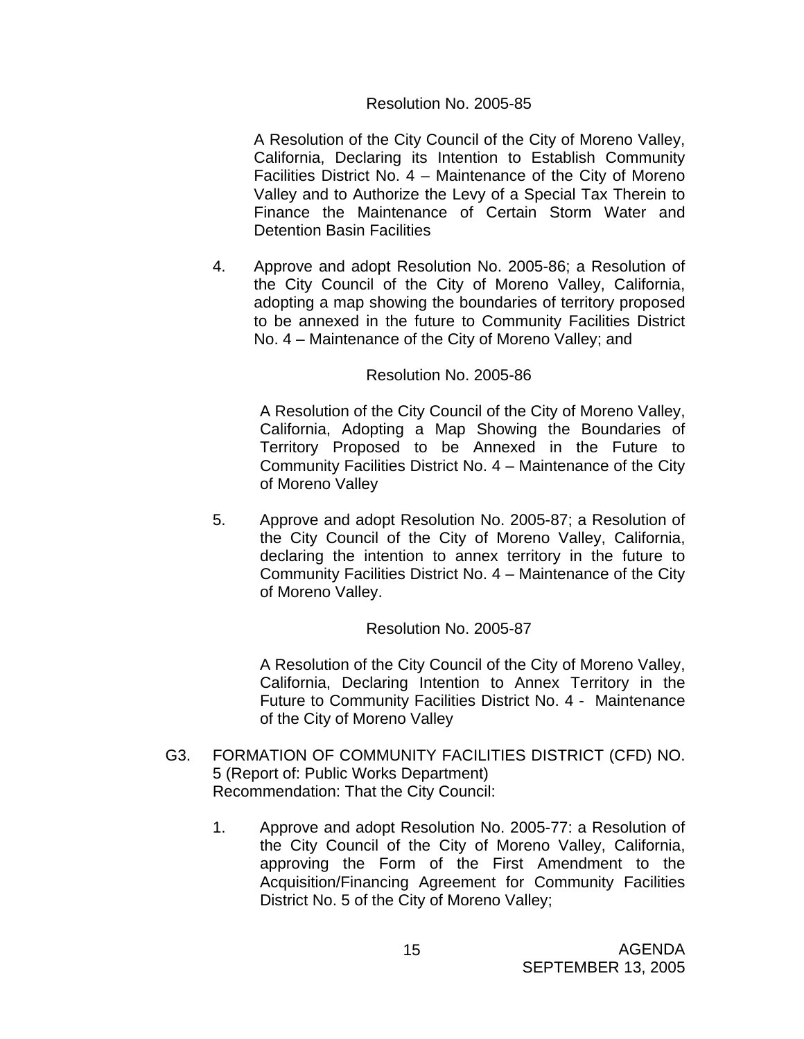Resolution No. 2005-85

A Resolution of the City Council of the City of Moreno Valley, California, Declaring its Intention to Establish Community Facilities District No. 4 – Maintenance of the City of Moreno Valley and to Authorize the Levy of a Special Tax Therein to Finance the Maintenance of Certain Storm Water and Detention Basin Facilities

4. Approve and adopt Resolution No. 2005-86; a Resolution of the City Council of the City of Moreno Valley, California, adopting a map showing the boundaries of territory proposed to be annexed in the future to Community Facilities District No. 4 – Maintenance of the City of Moreno Valley; and

Resolution No. 2005-86

A Resolution of the City Council of the City of Moreno Valley, California, Adopting a Map Showing the Boundaries of Territory Proposed to be Annexed in the Future to Community Facilities District No. 4 – Maintenance of the City of Moreno Valley

5. Approve and adopt Resolution No. 2005-87; a Resolution of the City Council of the City of Moreno Valley, California, declaring the intention to annex territory in the future to Community Facilities District No. 4 – Maintenance of the City of Moreno Valley.

Resolution No. 2005-87

A Resolution of the City Council of the City of Moreno Valley, California, Declaring Intention to Annex Territory in the Future to Community Facilities District No. 4 - Maintenance of the City of Moreno Valley

G3. FORMATION OF COMMUNITY FACILITIES DISTRICT (CFD) NO. 5 (Report of: Public Works Department)
Recommendation: That the City Council:

1. Approve and adopt Resolution No. 2005-77: a Resolution of the City Council of the City of Moreno Valley, California, approving the Form of the First Amendment to the Acquisition/Financing Agreement for Community Facilities District No. 5 of the City of Moreno Valley;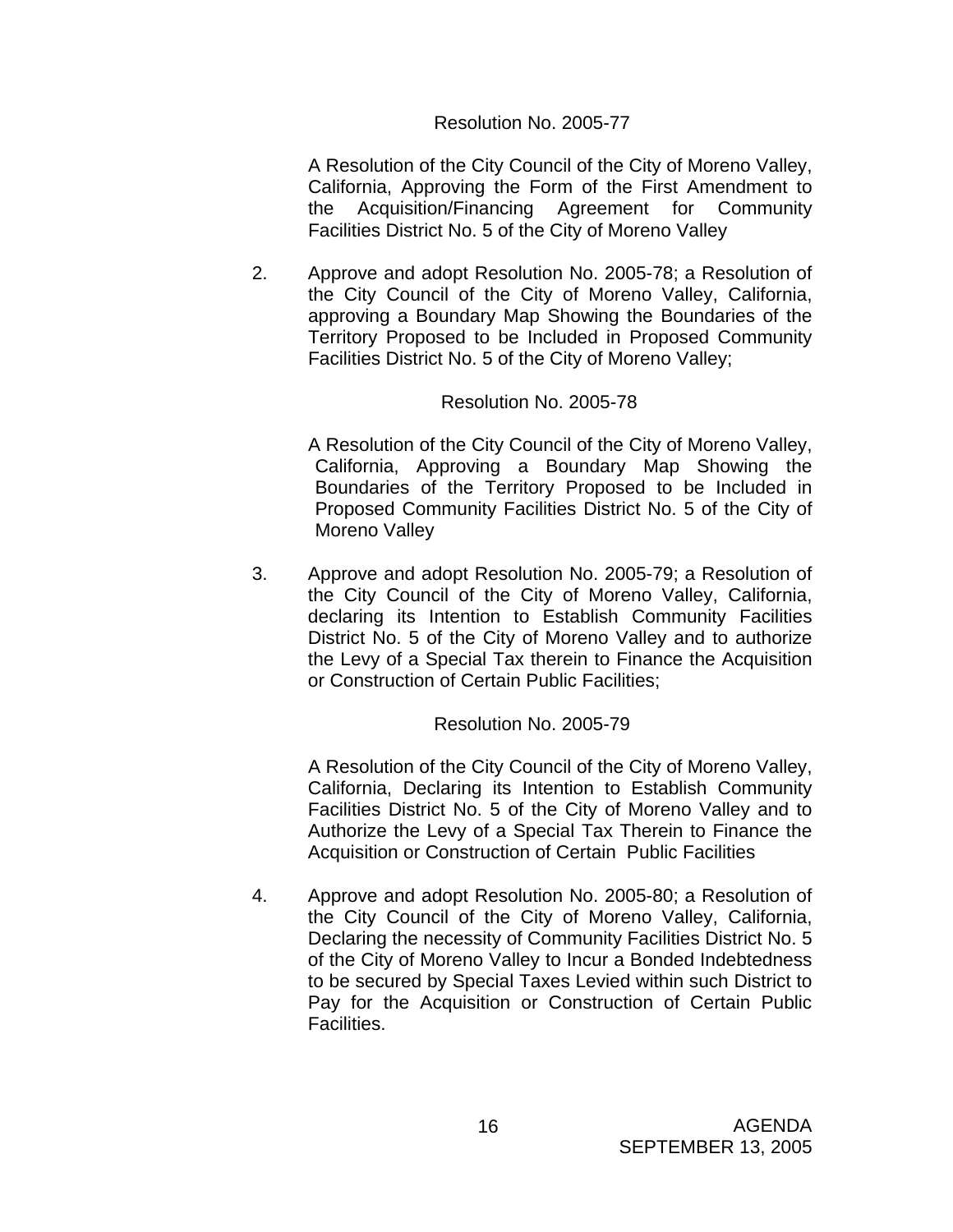Resolution No. 2005-77

A Resolution of the City Council of the City of Moreno Valley, California, Approving the Form of the First Amendment to the Acquisition/Financing Agreement for Community Facilities District No. 5 of the City of Moreno Valley

2. Approve and adopt Resolution No. 2005-78; a Resolution of the City Council of the City of Moreno Valley, California, approving a Boundary Map Showing the Boundaries of the Territory Proposed to be Included in Proposed Community Facilities District No. 5 of the City of Moreno Valley;

   Resolution No. 2005-78

   A Resolution of the City Council of the City of Moreno Valley, California, Approving a Boundary Map Showing the Boundaries of the Territory Proposed to be Included in Proposed Community Facilities District No. 5 of the City of Moreno Valley

3. Approve and adopt Resolution No. 2005-79; a Resolution of the City Council of the City of Moreno Valley, California, declaring its Intention to Establish Community Facilities District No. 5 of the City of Moreno Valley and to authorize the Levy of a Special Tax therein to Finance the Acquisition or Construction of Certain Public Facilities;

   Resolution No. 2005-79

   A Resolution of the City Council of the City of Moreno Valley, California, Declaring its Intention to Establish Community Facilities District No. 5 of the City of Moreno Valley and to Authorize the Levy of a Special Tax Therein to Finance the Acquisition or Construction of Certain Public Facilities

4. Approve and adopt Resolution No. 2005-80; a Resolution of the City Council of the City of Moreno Valley, California, Declaring the necessity of Community Facilities District No. 5 of the City of Moreno Valley to Incur a Bonded Indebtedness to be secured by Special Taxes Levied within such District to Pay for the Acquisition or Construction of Certain Public Facilities.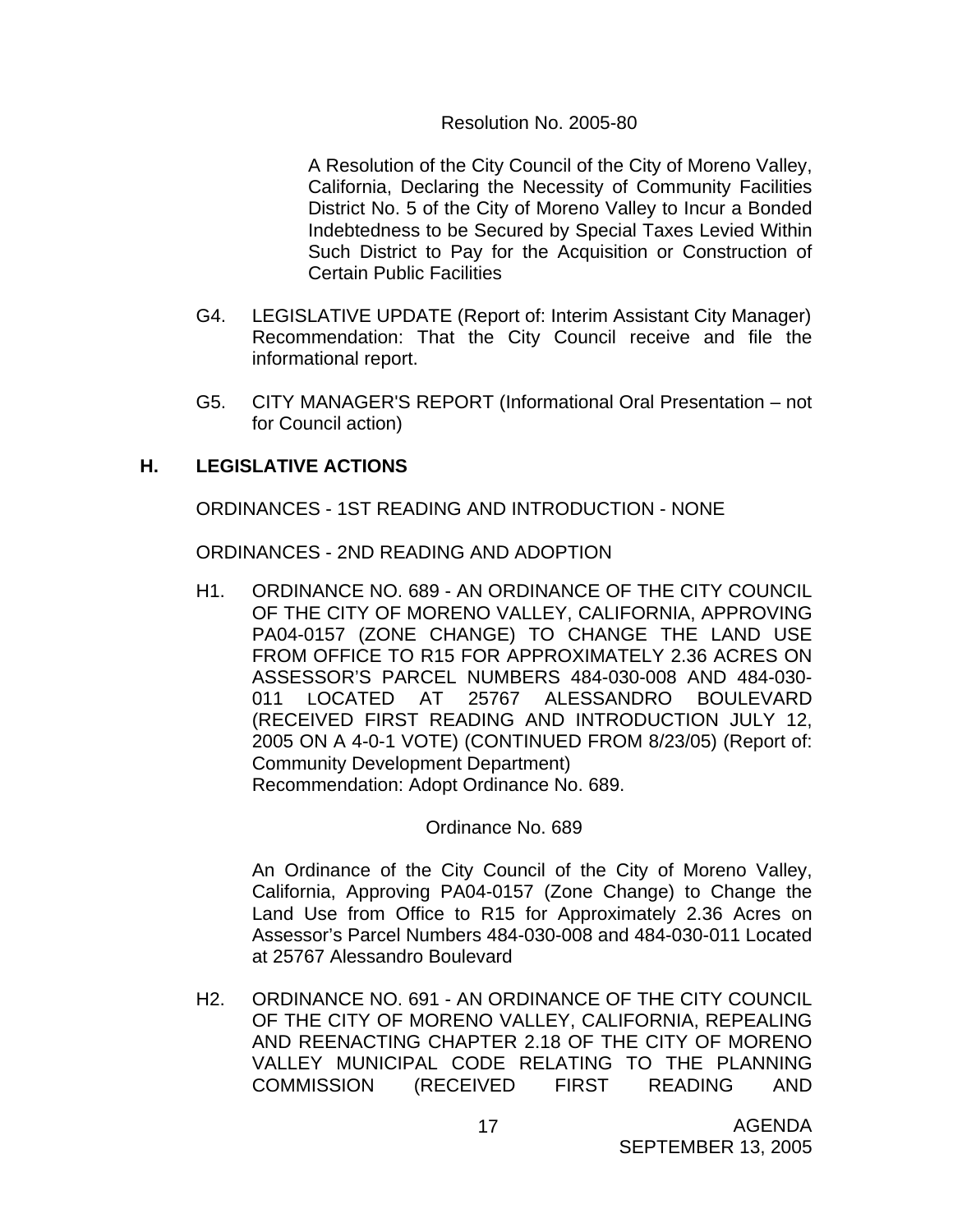Resolution No. 2005-80

A Resolution of the City Council of the City of Moreno Valley, California, Declaring the Necessity of Community Facilities District No. 5 of the City of Moreno Valley to Incur a Bonded Indebtedness to be Secured by Special Taxes Levied Within Such District to Pay for the Acquisition or Construction of Certain Public Facilities

G4. LEGISLATIVE UPDATE (Report of: Interim Assistant City Manager) Recommendation: That the City Council receive and file the informational report.

G5. CITY MANAGER'S REPORT (Informational Oral Presentation – not for Council action)

## H. LEGISLATIVE ACTIONS

ORDINANCES - 1ST READING AND INTRODUCTION - NONE

ORDINANCES - 2ND READING AND ADOPTION

H1. ORDINANCE NO. 689 - AN ORDINANCE OF THE CITY COUNCIL OF THE CITY OF MORENO VALLEY, CALIFORNIA, APPROVING PA04-0157 (ZONE CHANGE) TO CHANGE THE LAND USE FROM OFFICE TO R15 FOR APPROXIMATELY 2.36 ACRES ON ASSESSOR'S PARCEL NUMBERS 484-030-008 AND 484-030-011 LOCATED AT 25767 ALESSANDRO BOULEVARD (RECEIVED FIRST READING AND INTRODUCTION JULY 12, 2005 ON A 4-0-1 VOTE) (CONTINUED FROM 8/23/05) (Report of: Community Development Department)
Recommendation: Adopt Ordinance No. 689.

Ordinance No. 689

An Ordinance of the City Council of the City of Moreno Valley, California, Approving PA04-0157 (Zone Change) to Change the Land Use from Office to R15 for Approximately 2.36 Acres on Assessor's Parcel Numbers 484-030-008 and 484-030-011 Located at 25767 Alessandro Boulevard

H2. ORDINANCE NO. 691 - AN ORDINANCE OF THE CITY COUNCIL OF THE CITY OF MORENO VALLEY, CALIFORNIA, REPEALING AND REENACTING CHAPTER 2.18 OF THE CITY OF MORENO VALLEY MUNICIPAL CODE RELATING TO THE PLANNING COMMISSION (RECEIVED FIRST READING AND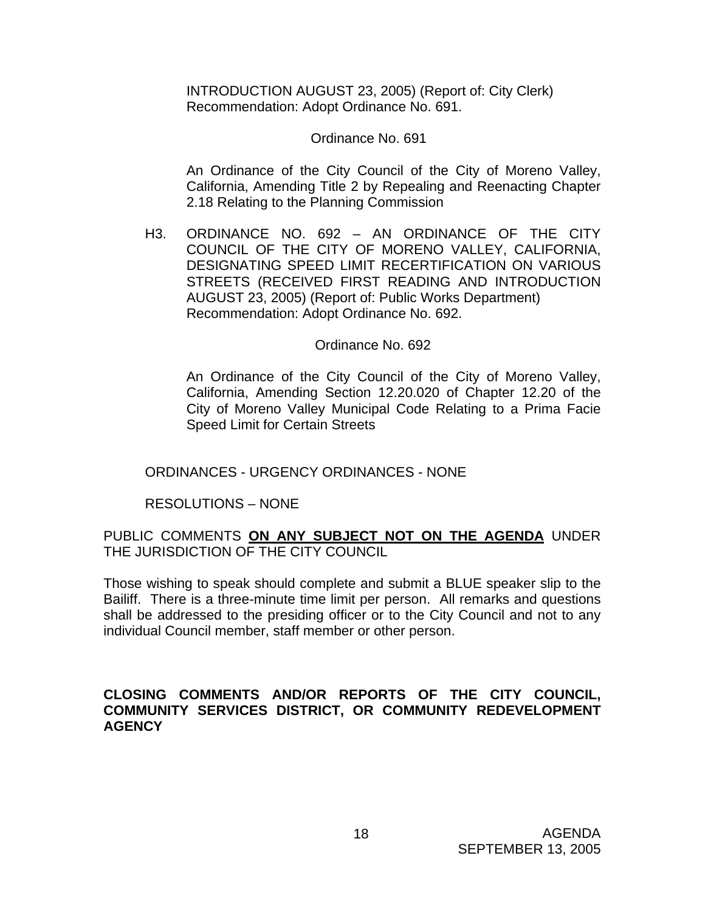INTRODUCTION AUGUST 23, 2005) (Report of: City Clerk)
Recommendation: Adopt Ordinance No. 691.

Ordinance No. 691

An Ordinance of the City Council of the City of Moreno Valley, California, Amending Title 2 by Repealing and Reenacting Chapter 2.18 Relating to the Planning Commission

H3. ORDINANCE NO. 692 – AN ORDINANCE OF THE CITY COUNCIL OF THE CITY OF MORENO VALLEY, CALIFORNIA, DESIGNATING SPEED LIMIT RECERTIFICATION ON VARIOUS STREETS (RECEIVED FIRST READING AND INTRODUCTION AUGUST 23, 2005) (Report of: Public Works Department)
Recommendation: Adopt Ordinance No. 692.

Ordinance No. 692

An Ordinance of the City Council of the City of Moreno Valley, California, Amending Section 12.20.020 of Chapter 12.20 of the City of Moreno Valley Municipal Code Relating to a Prima Facie Speed Limit for Certain Streets

ORDINANCES - URGENCY ORDINANCES - NONE

RESOLUTIONS – NONE

PUBLIC COMMENTS **ON ANY SUBJECT NOT ON THE AGENDA** UNDER THE JURISDICTION OF THE CITY COUNCIL

Those wishing to speak should complete and submit a BLUE speaker slip to the Bailiff. There is a three-minute time limit per person. All remarks and questions shall be addressed to the presiding officer or to the City Council and not to any individual Council member, staff member or other person.

**CLOSING COMMENTS AND/OR REPORTS OF THE CITY COUNCIL, COMMUNITY SERVICES DISTRICT, OR COMMUNITY REDEVELOPMENT AGENCY**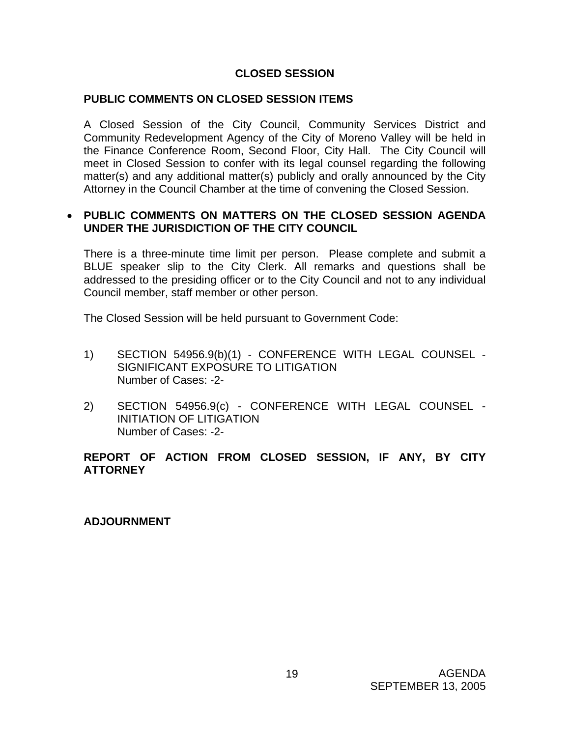## CLOSED SESSION

### PUBLIC COMMENTS ON CLOSED SESSION ITEMS

A Closed Session of the City Council, Community Services District and Community Redevelopment Agency of the City of Moreno Valley will be held in the Finance Conference Room, Second Floor, City Hall. The City Council will meet in Closed Session to confer with its legal counsel regarding the following matter(s) and any additional matter(s) publicly and orally announced by the City Attorney in the Council Chamber at the time of convening the Closed Session.

- **PUBLIC COMMENTS ON MATTERS ON THE CLOSED SESSION AGENDA UNDER THE JURISDICTION OF THE CITY COUNCIL**

There is a three-minute time limit per person. Please complete and submit a BLUE speaker slip to the City Clerk. All remarks and questions shall be addressed to the presiding officer or to the City Council and not to any individual Council member, staff member or other person.

The Closed Session will be held pursuant to Government Code:

1) SECTION 54956.9(b)(1) - CONFERENCE WITH LEGAL COUNSEL - SIGNIFICANT EXPOSURE TO LITIGATION
   Number of Cases: -2-

2) SECTION 54956.9(c) - CONFERENCE WITH LEGAL COUNSEL - INITIATION OF LITIGATION
   Number of Cases: -2-

**REPORT OF ACTION FROM CLOSED SESSION, IF ANY, BY CITY ATTORNEY**

**ADJOURNMENT**